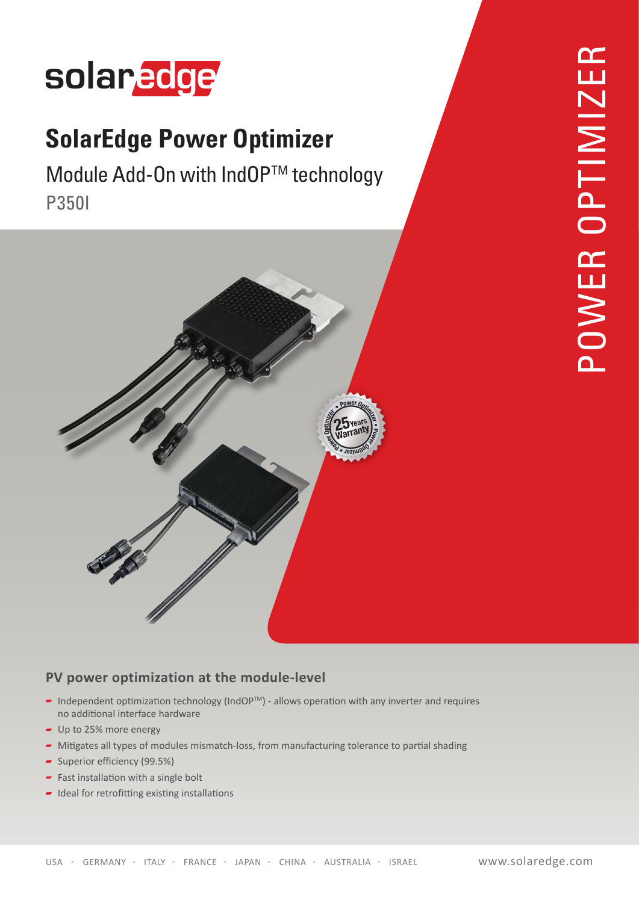# SolarEdge Power Optimizer

Module Add-On with IndOP™ technology

P350I

POWER OPTIMIZER

25 Years Warranty

## PV power optimization at the module-level

- Independent optimization technology (IndOP™) - allows operation with any inverter and requires no additional interface hardware
- Up to 25% more energy
- Mitigates all types of modules mismatch-loss, from manufacturing tolerance to partial shading
- Superior efficiency (99.5%)
- Fast installation with a single bolt
- Ideal for retrofitting existing installations

USA - GERMANY - ITALY - FRANCE - JAPAN - CHINA - AUSTRALIA - ISRAEL

www.solaredge.com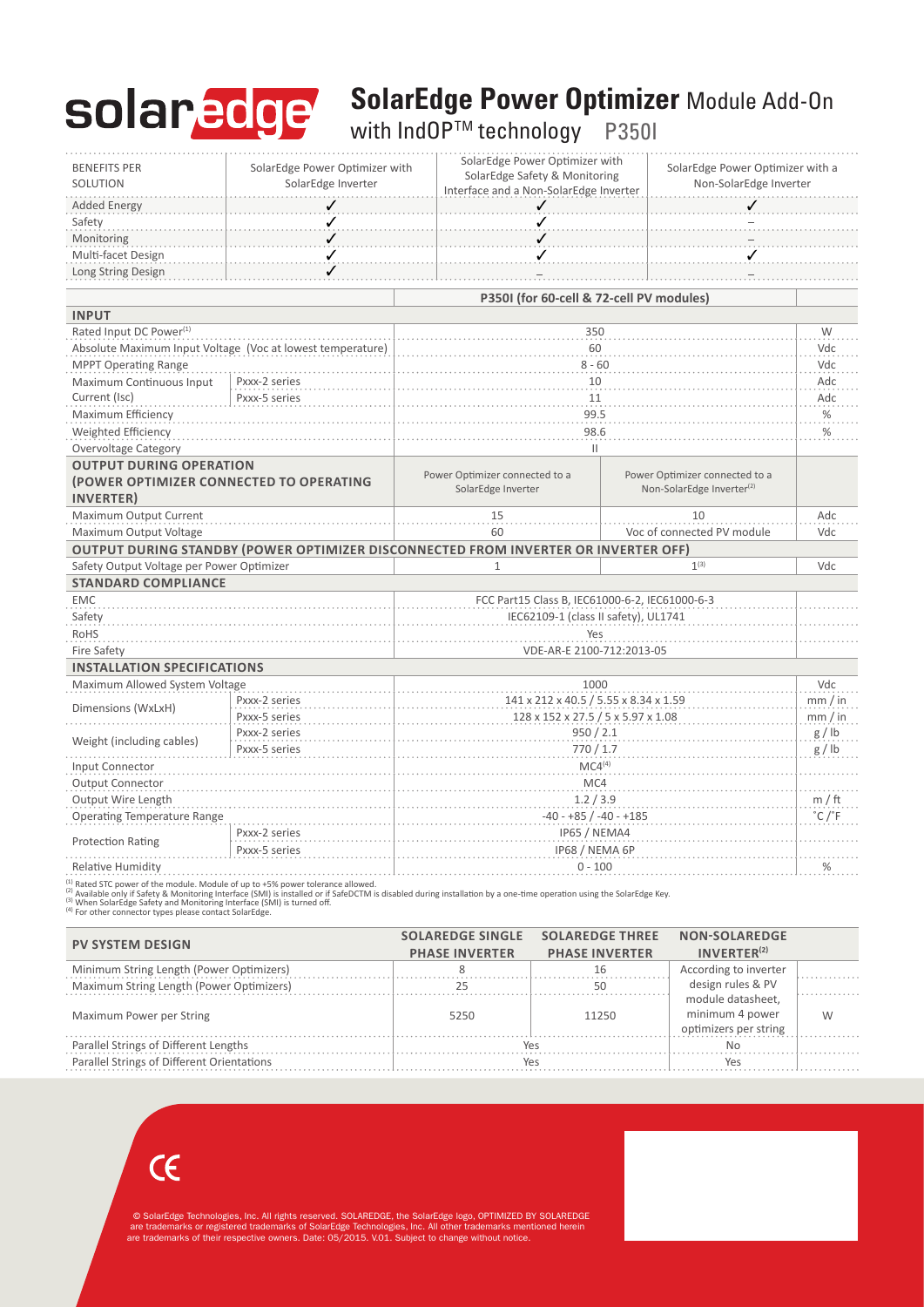# SolarEdge Power Optimizer Module Add-On

with IndOP™ technology P350I

| BENEFITS PER SOLUTION | SolarEdge Power Optimizer with SolarEdge Inverter | SolarEdge Power Optimizer with SolarEdge Safety & Monitoring Interface and a Non-SolarEdge Inverter | SolarEdge Power Optimizer with a Non-SolarEdge Inverter |
|---|---|---|---|
| Added Energy | ✓ | ✓ | ✓ |
| Safety | ✓ | ✓ | – |
| Monitoring | ✓ | ✓ | – |
| Multi-facet Design | ✓ | ✓ | ✓ |
| Long String Design | ✓ | – | – |

| | | P350I (for 60-cell & 72-cell PV modules) | | |
|---|---|---|---|---|
| **INPUT** | | | | |
| Rated Input DC Power[(1)] | | 350 | | W |
| Absolute Maximum Input Voltage (Voc at lowest temperature) | | 60 | | Vdc |
| MPPT Operating Range | | 8 - 60 | | Vdc |
| Maximum Continuous Input Current (Isc) | Pxxx-2 series | 10 | | Adc |
| | Pxxx-5 series | 11 | | Adc |
| Maximum Efficiency | | 99.5 | | % |
| Weighted Efficiency | | 98.6 | | % |
| Overvoltage Category | | II | | |
| **OUTPUT DURING OPERATION (POWER OPTIMIZER CONNECTED TO OPERATING INVERTER)** | | Power Optimizer connected to a SolarEdge Inverter | Power Optimizer connected to a Non-SolarEdge Inverter[(2)] | |
| Maximum Output Current | | 15 | 10 | Adc |
| Maximum Output Voltage | | 60 | Voc of connected PV module | Vdc |
| **OUTPUT DURING STANDBY (POWER OPTIMIZER DISCONNECTED FROM INVERTER OR INVERTER OFF)** | | | | |
| Safety Output Voltage per Power Optimizer | | 1 | 1[(3)] | Vdc |
| **STANDARD COMPLIANCE** | | | | |
| EMC | | FCC Part15 Class B, IEC61000-6-2, IEC61000-6-3 | | |
| Safety | | IEC62109-1 (class II safety), UL1741 | | |
| RoHS | | Yes | | |
| Fire Safety | | VDE-AR-E 2100-712:2013-05 | | |
| **INSTALLATION SPECIFICATIONS** | | | | |
| Maximum Allowed System Voltage | | 1000 | | Vdc |
| Dimensions (WxLxH) | Pxxx-2 series | 141 x 212 x 40.5 / 5.55 x 8.34 x 1.59 | | mm / in |
| | Pxxx-5 series | 128 x 152 x 27.5 / 5 x 5.97 x 1.08 | | mm / in |
| Weight (including cables) | Pxxx-2 series | 950 / 2.1 | | g / lb |
| | Pxxx-5 series | 770 / 1.7 | | g / lb |
| Input Connector | | MC4[(4)] | | |
| Output Connector | | MC4 | | |
| Output Wire Length | | 1.2 / 3.9 | | m / ft |
| Operating Temperature Range | | -40 - +85 / -40 - +185 | | ˚C /˚F |
| Protection Rating | Pxxx-2 series | IP65 / NEMA4 | | |
| | Pxxx-5 series | IP68 / NEMA 6P | | |
| Relative Humidity | | 0 - 100 | | % |

(1) Rated STC power of the module. Module of up to +5% power tolerance allowed.
(2) Available only if Safety & Monitoring Interface (SMI) is installed or if SafeDCTM is disabled during installation by a one-time operation using the SolarEdge Key.
(3) When SolarEdge Safety and Monitoring Interface (SMI) is turned off.
(4) For other connector types please contact SolarEdge.

| PV SYSTEM DESIGN | SOLAREDGE SINGLE PHASE INVERTER | SOLAREDGE THREE PHASE INVERTER | NON-SOLAREDGE INVERTER[(2)] | |
|---|---|---|---|---|
| Minimum String Length (Power Optimizers) | 8 | 16 | According to inverter design rules & PV module datasheet, minimum 4 power optimizers per string | |
| Maximum String Length (Power Optimizers) | 25 | 50 | | |
| Maximum Power per String | 5250 | 11250 | | W |
| Parallel Strings of Different Lengths | Yes | | No | |
| Parallel Strings of Different Orientations | Yes | | Yes | |

© SolarEdge Technologies, Inc. All rights reserved. SOLAREDGE, the SolarEdge logo, OPTIMIZED BY SOLAREDGE are trademarks or registered trademarks of SolarEdge Technologies, Inc. All other trademarks mentioned herein are trademarks of their respective owners. Date: 05/2015. V.01. Subject to change without notice.